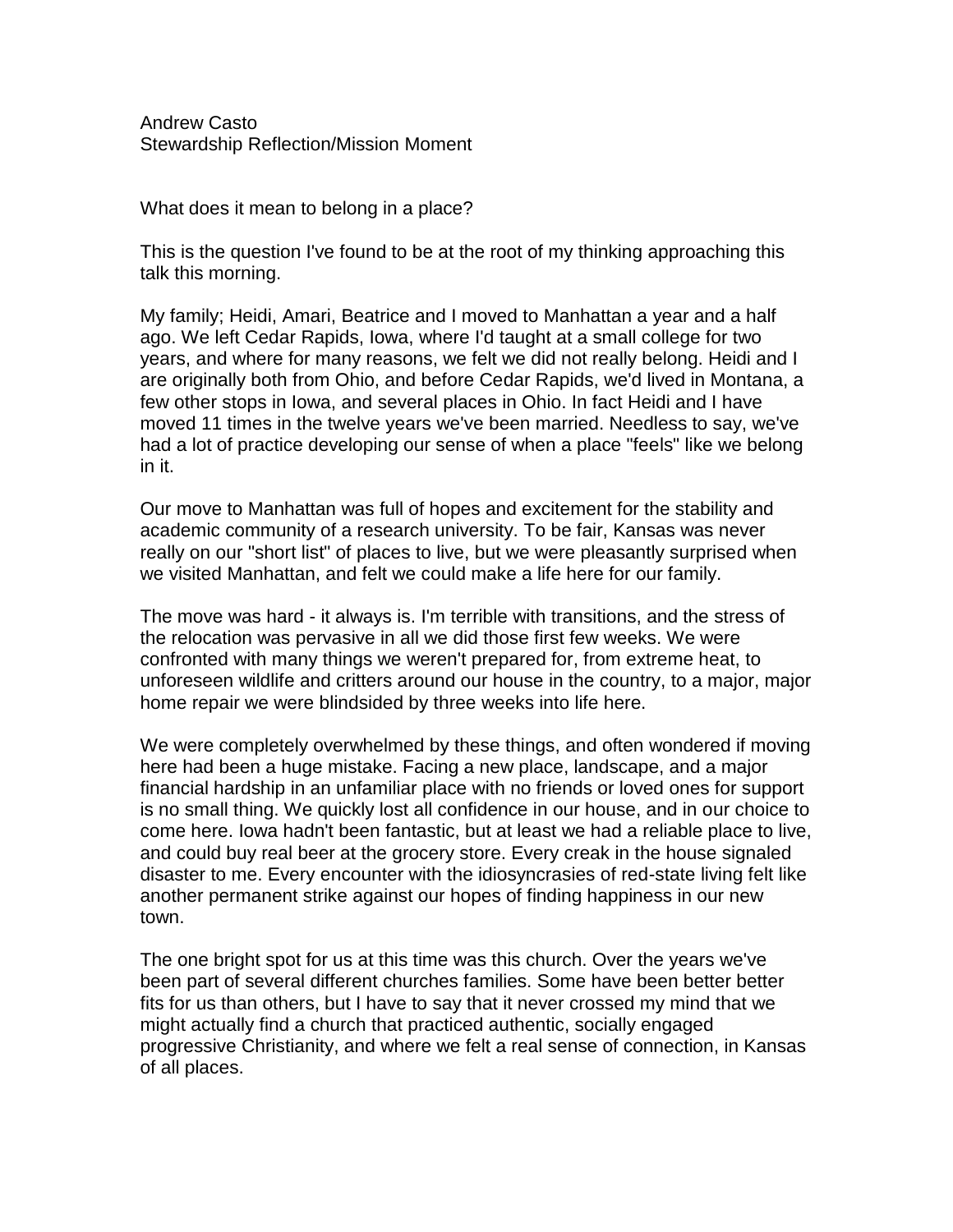Andrew Casto
Stewardship Reflection/Mission Moment

What does it mean to belong in a place?

This is the question I've found to be at the root of my thinking approaching this talk this morning.

My family; Heidi, Amari, Beatrice and I moved to Manhattan a year and a half ago. We left Cedar Rapids, Iowa, where I'd taught at a small college for two years, and where for many reasons, we felt we did not really belong. Heidi and I are originally both from Ohio, and before Cedar Rapids, we'd lived in Montana, a few other stops in Iowa, and several places in Ohio. In fact Heidi and I have moved 11 times in the twelve years we've been married. Needless to say, we've had a lot of practice developing our sense of when a place "feels" like we belong in it.

Our move to Manhattan was full of hopes and excitement for the stability and academic community of a research university. To be fair, Kansas was never really on our "short list" of places to live, but we were pleasantly surprised when we visited Manhattan, and felt we could make a life here for our family.

The move was hard - it always is. I'm terrible with transitions, and the stress of the relocation was pervasive in all we did those first few weeks. We were confronted with many things we weren't prepared for, from extreme heat, to unforeseen wildlife and critters around our house in the country, to a major, major home repair we were blindsided by three weeks into life here.

We were completely overwhelmed by these things, and often wondered if moving here had been a huge mistake. Facing a new place, landscape, and a major financial hardship in an unfamiliar place with no friends or loved ones for support is no small thing. We quickly lost all confidence in our house, and in our choice to come here. Iowa hadn't been fantastic, but at least we had a reliable place to live, and could buy real beer at the grocery store. Every creak in the house signaled disaster to me. Every encounter with the idiosyncrasies of red-state living felt like another permanent strike against our hopes of finding happiness in our new town.

The one bright spot for us at this time was this church. Over the years we've been part of several different churches families. Some have been better better fits for us than others, but I have to say that it never crossed my mind that we might actually find a church that practiced authentic, socially engaged progressive Christianity, and where we felt a real sense of connection, in Kansas of all places.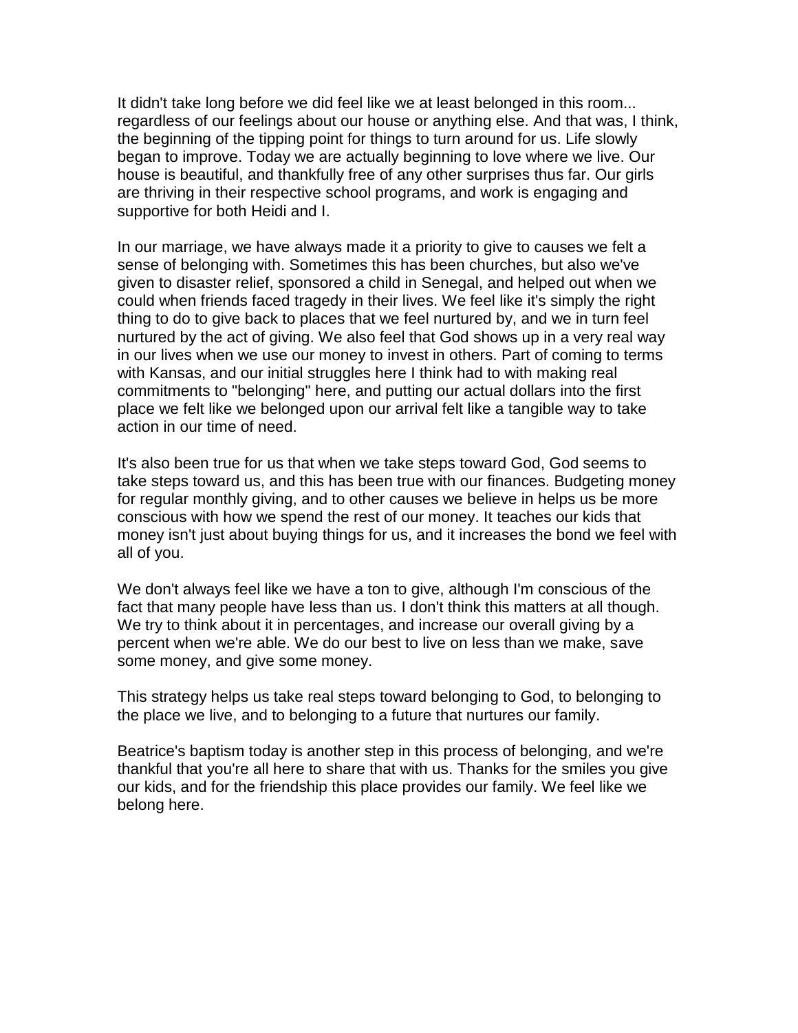It didn't take long before we did feel like we at least belonged in this room... regardless of our feelings about our house or anything else. And that was, I think, the beginning of the tipping point for things to turn around for us. Life slowly began to improve. Today we are actually beginning to love where we live. Our house is beautiful, and thankfully free of any other surprises thus far. Our girls are thriving in their respective school programs, and work is engaging and supportive for both Heidi and I.

In our marriage, we have always made it a priority to give to causes we felt a sense of belonging with. Sometimes this has been churches, but also we've given to disaster relief, sponsored a child in Senegal, and helped out when we could when friends faced tragedy in their lives. We feel like it's simply the right thing to do to give back to places that we feel nurtured by, and we in turn feel nurtured by the act of giving. We also feel that God shows up in a very real way in our lives when we use our money to invest in others. Part of coming to terms with Kansas, and our initial struggles here I think had to with making real commitments to "belonging" here, and putting our actual dollars into the first place we felt like we belonged upon our arrival felt like a tangible way to take action in our time of need.

It's also been true for us that when we take steps toward God, God seems to take steps toward us, and this has been true with our finances. Budgeting money for regular monthly giving, and to other causes we believe in helps us be more conscious with how we spend the rest of our money. It teaches our kids that money isn't just about buying things for us, and it increases the bond we feel with all of you.

We don't always feel like we have a ton to give, although I'm conscious of the fact that many people have less than us. I don't think this matters at all though. We try to think about it in percentages, and increase our overall giving by a percent when we're able. We do our best to live on less than we make, save some money, and give some money.

This strategy helps us take real steps toward belonging to God, to belonging to the place we live, and to belonging to a future that nurtures our family.

Beatrice's baptism today is another step in this process of belonging, and we're thankful that you're all here to share that with us. Thanks for the smiles you give our kids, and for the friendship this place provides our family. We feel like we belong here.